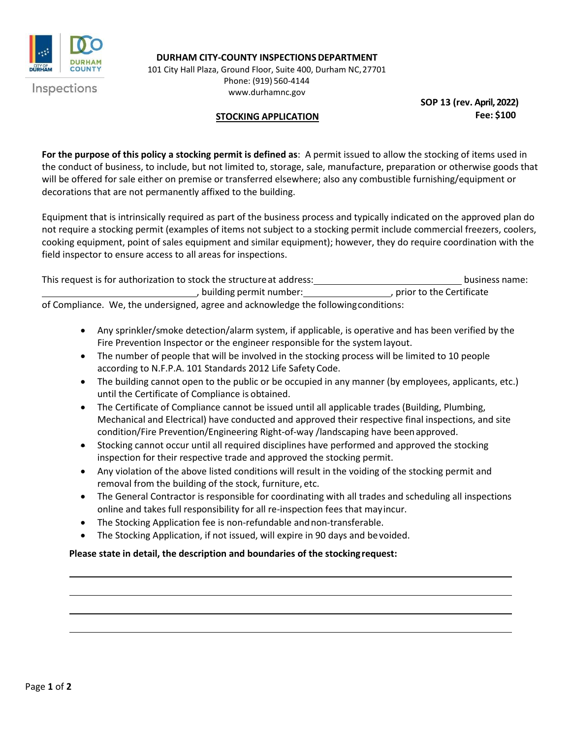**DURHAM CITY-COUNTY INSPECTIONS DEPARTMENT**
101 City Hall Plaza, Ground Floor, Suite 400, Durham NC, 27701
Phone: (919) 560-4144
www.durhamnc.gov

**SOP 13 (rev. April, 2022)**
**Fee: $100**

## STOCKING APPLICATION

**For the purpose of this policy a stocking permit is defined as**: A permit issued to allow the stocking of items used in the conduct of business, to include, but not limited to, storage, sale, manufacture, preparation or otherwise goods that will be offered for sale either on premise or transferred elsewhere; also any combustible furnishing/equipment or decorations that are not permanently affixed to the building.

Equipment that is intrinsically required as part of the business process and typically indicated on the approved plan do not require a stocking permit (examples of items not subject to a stocking permit include commercial freezers, coolers, cooking equipment, point of sales equipment and similar equipment); however, they do require coordination with the field inspector to ensure access to all areas for inspections.

This request is for authorization to stock the structure at address: ______________________________ business name: ______________________________, building permit number: ____________________, prior to the Certificate of Compliance. We, the undersigned, agree and acknowledge the following conditions:

- Any sprinkler/smoke detection/alarm system, if applicable, is operative and has been verified by the Fire Prevention Inspector or the engineer responsible for the system layout.
- The number of people that will be involved in the stocking process will be limited to 10 people according to N.F.P.A. 101 Standards 2012 Life Safety Code.
- The building cannot open to the public or be occupied in any manner (by employees, applicants, etc.) until the Certificate of Compliance is obtained.
- The Certificate of Compliance cannot be issued until all applicable trades (Building, Plumbing, Mechanical and Electrical) have conducted and approved their respective final inspections, and site condition/Fire Prevention/Engineering Right-of-way /landscaping have been approved.
- Stocking cannot occur until all required disciplines have performed and approved the stocking inspection for their respective trade and approved the stocking permit.
- Any violation of the above listed conditions will result in the voiding of the stocking permit and removal from the building of the stock, furniture, etc.
- The General Contractor is responsible for coordinating with all trades and scheduling all inspections online and takes full responsibility for all re-inspection fees that may incur.
- The Stocking Application fee is non-refundable and non-transferable.
- The Stocking Application, if not issued, will expire in 90 days and be voided.

**Please state in detail, the description and boundaries of the stocking request:**

______________________________________________________________________

______________________________________________________________________

______________________________________________________________________

______________________________________________________________________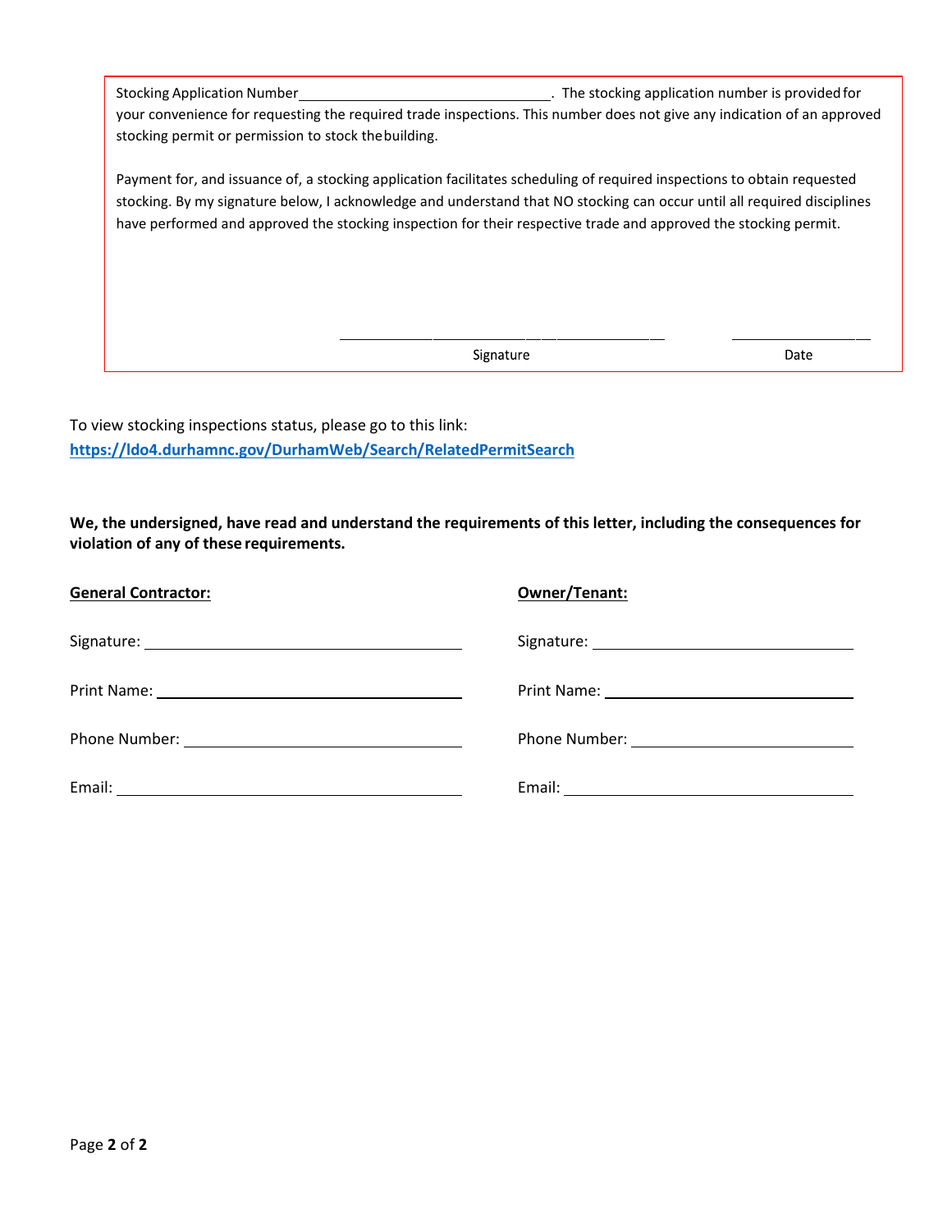Stocking Application Number\_\_\_\_\_\_\_\_\_\_\_\_\_\_\_\_\_\_\_\_\_\_\_\_\_\_\_\_\_\_\_\_. The stocking application number is provided for your convenience for requesting the required trade inspections. This number does not give any indication of an approved stocking permit or permission to stock the building.

Payment for, and issuance of, a stocking application facilitates scheduling of required inspections to obtain requested stocking. By my signature below, I acknowledge and understand that NO stocking can occur until all required disciplines have performed and approved the stocking inspection for their respective trade and approved the stocking permit.

\_\_\_\_\_\_\_\_\_\_\_\_\_\_\_\_\_\_\_\_\_\_\_\_\_\_\_\_\_\_\_\_\_\_\_\_\_\_\_\_ \_\_\_\_\_\_\_\_\_\_\_\_\_\_\_\_\_\_\_\_

Signature Date

To view stocking inspections status, please go to this link:
**https://ldo4.durhamnc.gov/DurhamWeb/Search/RelatedPermitSearch**

**We, the undersigned, have read and understand the requirements of this letter, including the consequences for violation of any of these requirements.**

**General Contractor:**

Signature: \_\_\_\_\_\_\_\_\_\_\_\_\_\_\_\_\_\_\_\_\_\_\_\_\_\_\_\_\_\_\_\_\_\_\_\_\_\_\_\_

Print Name: \_\_\_\_\_\_\_\_\_\_\_\_\_\_\_\_\_\_\_\_\_\_\_\_\_\_\_\_\_\_\_\_\_\_\_\_\_\_

Phone Number: \_\_\_\_\_\_\_\_\_\_\_\_\_\_\_\_\_\_\_\_\_\_\_\_\_\_\_\_\_\_\_\_\_\_\_

Email: \_\_\_\_\_\_\_\_\_\_\_\_\_\_\_\_\_\_\_\_\_\_\_\_\_\_\_\_\_\_\_\_\_\_\_\_\_\_\_\_\_\_\_\_

**Owner/Tenant:**

Signature: \_\_\_\_\_\_\_\_\_\_\_\_\_\_\_\_\_\_\_\_\_\_\_\_\_\_\_\_\_\_\_\_\_\_\_\_\_\_\_\_

Print Name: \_\_\_\_\_\_\_\_\_\_\_\_\_\_\_\_\_\_\_\_\_\_\_\_\_\_\_\_\_\_\_\_\_\_\_\_\_\_

Phone Number: \_\_\_\_\_\_\_\_\_\_\_\_\_\_\_\_\_\_\_\_\_\_\_\_\_\_\_\_\_\_\_\_\_\_\_

Email: \_\_\_\_\_\_\_\_\_\_\_\_\_\_\_\_\_\_\_\_\_\_\_\_\_\_\_\_\_\_\_\_\_\_\_\_\_\_\_\_\_\_\_\_